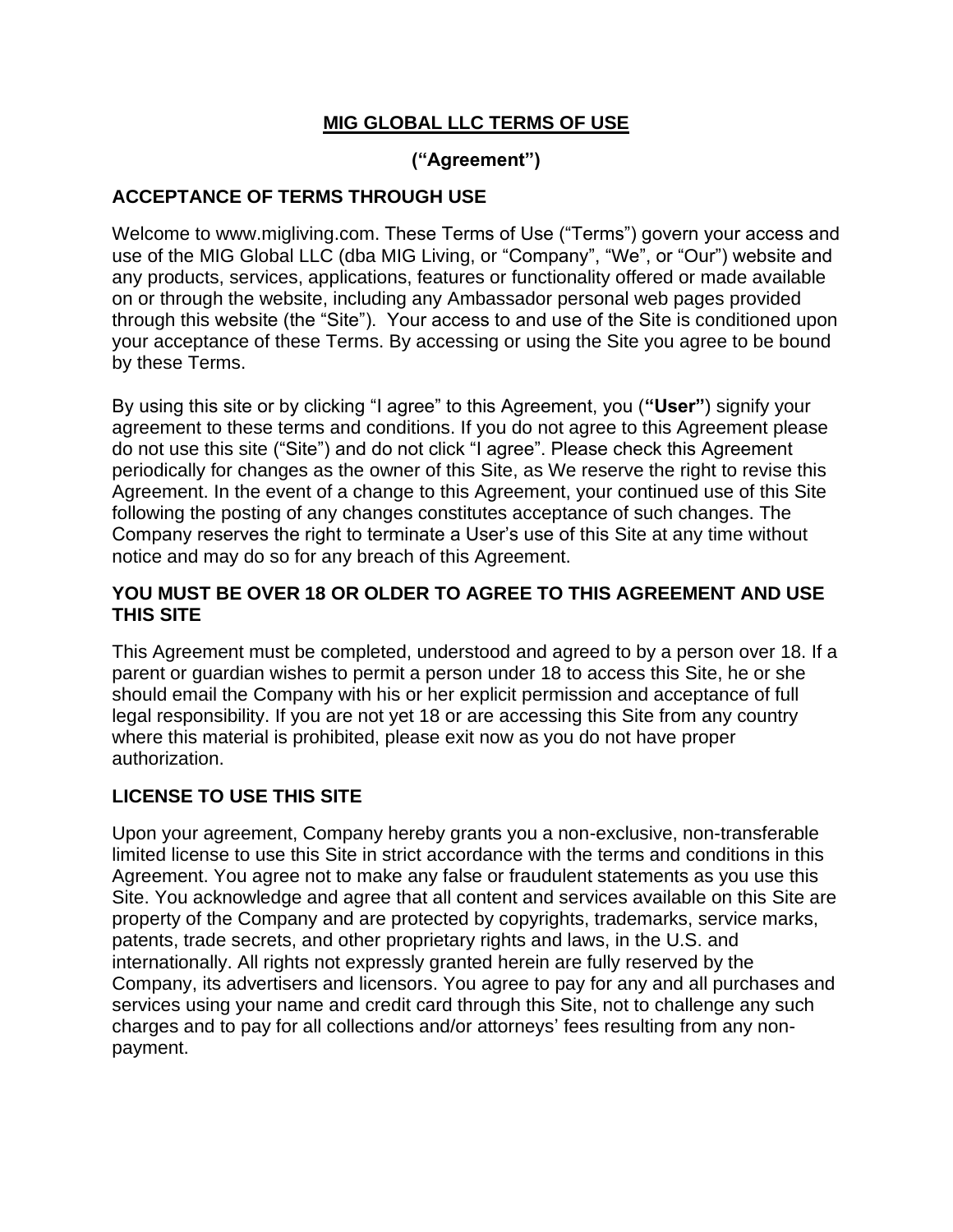# MIG GLOBAL LLC TERMS OF USE

**(“Agreement”)**

## ACCEPTANCE OF TERMS THROUGH USE

Welcome to www.migliving.com. These Terms of Use (“Terms”) govern your access and use of the MIG Global LLC (dba MIG Living, or “Company”, “We”, or “Our”) website and any products, services, applications, features or functionality offered or made available on or through the website, including any Ambassador personal web pages provided through this website (the “Site”). Your access to and use of the Site is conditioned upon your acceptance of these Terms. By accessing or using the Site you agree to be bound by these Terms.

By using this site or by clicking “I agree” to this Agreement, you (**“User”**) signify your agreement to these terms and conditions. If you do not agree to this Agreement please do not use this site (“Site”) and do not click “I agree”. Please check this Agreement periodically for changes as the owner of this Site, as We reserve the right to revise this Agreement. In the event of a change to this Agreement, your continued use of this Site following the posting of any changes constitutes acceptance of such changes. The Company reserves the right to terminate a User’s use of this Site at any time without notice and may do so for any breach of this Agreement.

## YOU MUST BE OVER 18 OR OLDER TO AGREE TO THIS AGREEMENT AND USE THIS SITE

This Agreement must be completed, understood and agreed to by a person over 18. If a parent or guardian wishes to permit a person under 18 to access this Site, he or she should email the Company with his or her explicit permission and acceptance of full legal responsibility. If you are not yet 18 or are accessing this Site from any country where this material is prohibited, please exit now as you do not have proper authorization.

## LICENSE TO USE THIS SITE

Upon your agreement, Company hereby grants you a non-exclusive, non-transferable limited license to use this Site in strict accordance with the terms and conditions in this Agreement. You agree not to make any false or fraudulent statements as you use this Site. You acknowledge and agree that all content and services available on this Site are property of the Company and are protected by copyrights, trademarks, service marks, patents, trade secrets, and other proprietary rights and laws, in the U.S. and internationally. All rights not expressly granted herein are fully reserved by the Company, its advertisers and licensors. You agree to pay for any and all purchases and services using your name and credit card through this Site, not to challenge any such charges and to pay for all collections and/or attorneys’ fees resulting from any non-payment.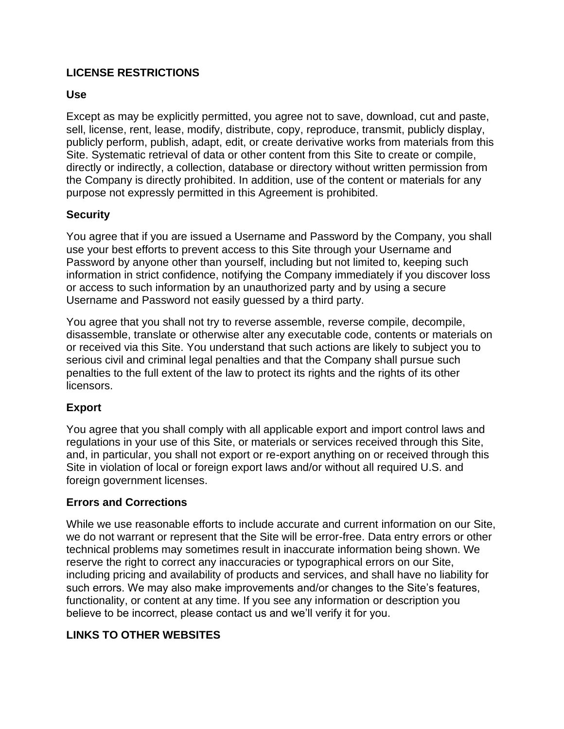## LICENSE RESTRICTIONS

### Use

Except as may be explicitly permitted, you agree not to save, download, cut and paste, sell, license, rent, lease, modify, distribute, copy, reproduce, transmit, publicly display, publicly perform, publish, adapt, edit, or create derivative works from materials from this Site. Systematic retrieval of data or other content from this Site to create or compile, directly or indirectly, a collection, database or directory without written permission from the Company is directly prohibited. In addition, use of the content or materials for any purpose not expressly permitted in this Agreement is prohibited.

### Security

You agree that if you are issued a Username and Password by the Company, you shall use your best efforts to prevent access to this Site through your Username and Password by anyone other than yourself, including but not limited to, keeping such information in strict confidence, notifying the Company immediately if you discover loss or access to such information by an unauthorized party and by using a secure Username and Password not easily guessed by a third party.

You agree that you shall not try to reverse assemble, reverse compile, decompile, disassemble, translate or otherwise alter any executable code, contents or materials on or received via this Site. You understand that such actions are likely to subject you to serious civil and criminal legal penalties and that the Company shall pursue such penalties to the full extent of the law to protect its rights and the rights of its other licensors.

### Export

You agree that you shall comply with all applicable export and import control laws and regulations in your use of this Site, or materials or services received through this Site, and, in particular, you shall not export or re-export anything on or received through this Site in violation of local or foreign export laws and/or without all required U.S. and foreign government licenses.

### Errors and Corrections

While we use reasonable efforts to include accurate and current information on our Site, we do not warrant or represent that the Site will be error-free. Data entry errors or other technical problems may sometimes result in inaccurate information being shown. We reserve the right to correct any inaccuracies or typographical errors on our Site, including pricing and availability of products and services, and shall have no liability for such errors. We may also make improvements and/or changes to the Site's features, functionality, or content at any time. If you see any information or description you believe to be incorrect, please contact us and we'll verify it for you.

## LINKS TO OTHER WEBSITES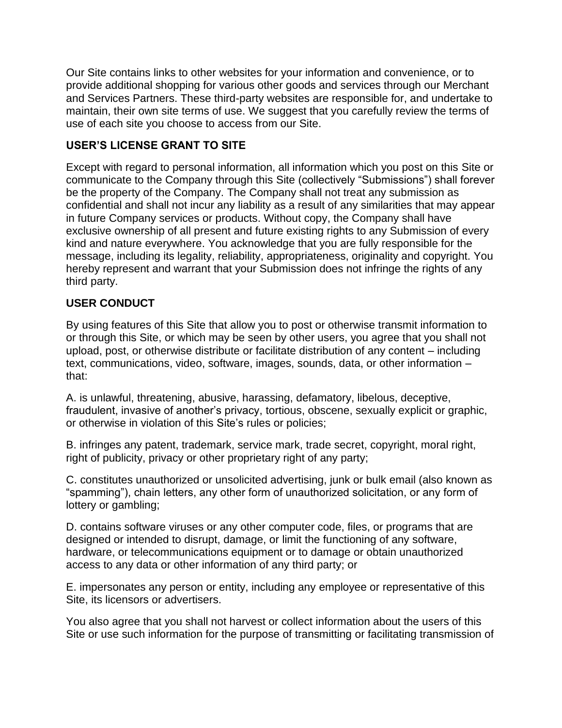Our Site contains links to other websites for your information and convenience, or to provide additional shopping for various other goods and services through our Merchant and Services Partners. These third-party websites are responsible for, and undertake to maintain, their own site terms of use. We suggest that you carefully review the terms of use of each site you choose to access from our Site.

## USER'S LICENSE GRANT TO SITE

Except with regard to personal information, all information which you post on this Site or communicate to the Company through this Site (collectively "Submissions") shall forever be the property of the Company. The Company shall not treat any submission as confidential and shall not incur any liability as a result of any similarities that may appear in future Company services or products. Without copy, the Company shall have exclusive ownership of all present and future existing rights to any Submission of every kind and nature everywhere. You acknowledge that you are fully responsible for the message, including its legality, reliability, appropriateness, originality and copyright. You hereby represent and warrant that your Submission does not infringe the rights of any third party.

## USER CONDUCT

By using features of this Site that allow you to post or otherwise transmit information to or through this Site, or which may be seen by other users, you agree that you shall not upload, post, or otherwise distribute or facilitate distribution of any content – including text, communications, video, software, images, sounds, data, or other information – that:

A. is unlawful, threatening, abusive, harassing, defamatory, libelous, deceptive, fraudulent, invasive of another's privacy, tortious, obscene, sexually explicit or graphic, or otherwise in violation of this Site's rules or policies;

B. infringes any patent, trademark, service mark, trade secret, copyright, moral right, right of publicity, privacy or other proprietary right of any party;

C. constitutes unauthorized or unsolicited advertising, junk or bulk email (also known as "spamming"), chain letters, any other form of unauthorized solicitation, or any form of lottery or gambling;

D. contains software viruses or any other computer code, files, or programs that are designed or intended to disrupt, damage, or limit the functioning of any software, hardware, or telecommunications equipment or to damage or obtain unauthorized access to any data or other information of any third party; or

E. impersonates any person or entity, including any employee or representative of this Site, its licensors or advertisers.

You also agree that you shall not harvest or collect information about the users of this Site or use such information for the purpose of transmitting or facilitating transmission of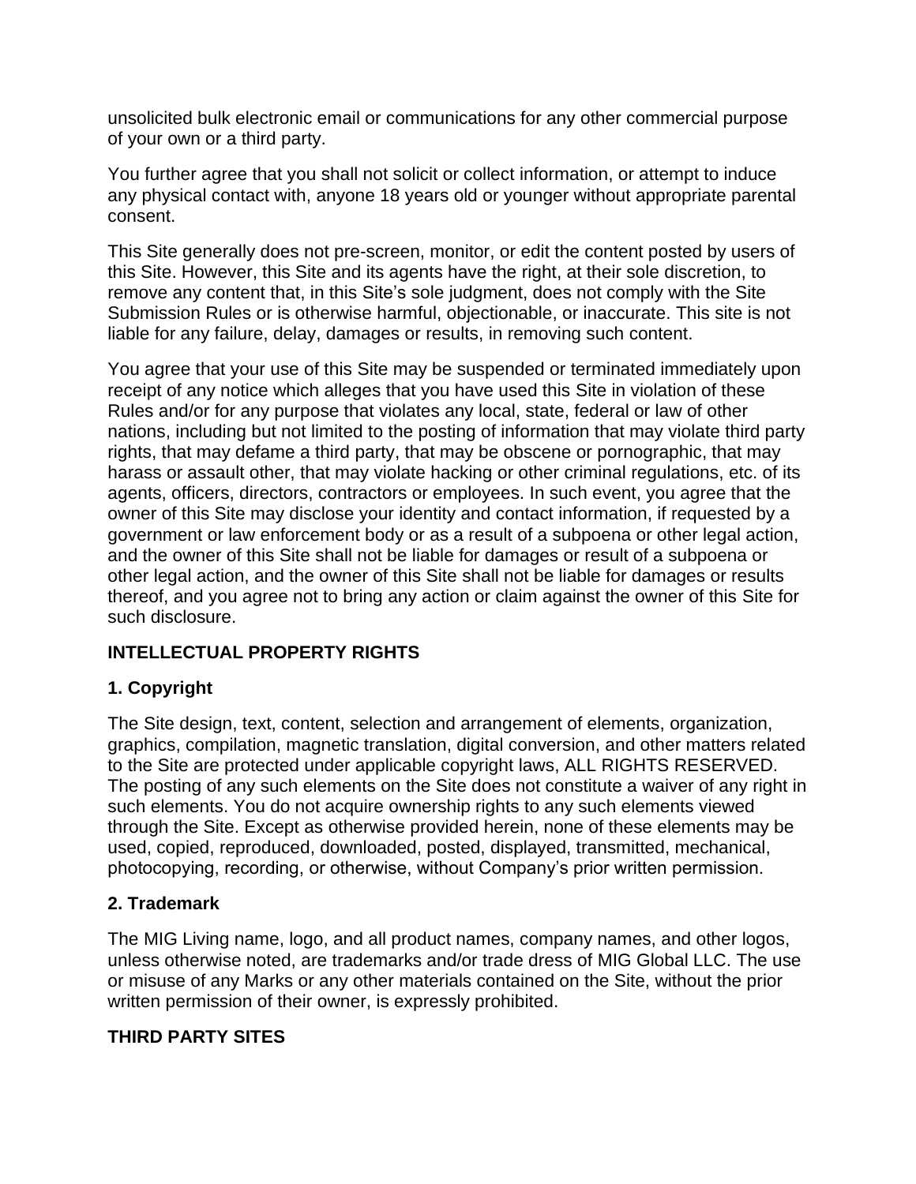unsolicited bulk electronic email or communications for any other commercial purpose of your own or a third party.

You further agree that you shall not solicit or collect information, or attempt to induce any physical contact with, anyone 18 years old or younger without appropriate parental consent.

This Site generally does not pre-screen, monitor, or edit the content posted by users of this Site. However, this Site and its agents have the right, at their sole discretion, to remove any content that, in this Site's sole judgment, does not comply with the Site Submission Rules or is otherwise harmful, objectionable, or inaccurate. This site is not liable for any failure, delay, damages or results, in removing such content.

You agree that your use of this Site may be suspended or terminated immediately upon receipt of any notice which alleges that you have used this Site in violation of these Rules and/or for any purpose that violates any local, state, federal or law of other nations, including but not limited to the posting of information that may violate third party rights, that may defame a third party, that may be obscene or pornographic, that may harass or assault other, that may violate hacking or other criminal regulations, etc. of its agents, officers, directors, contractors or employees. In such event, you agree that the owner of this Site may disclose your identity and contact information, if requested by a government or law enforcement body or as a result of a subpoena or other legal action, and the owner of this Site shall not be liable for damages or result of a subpoena or other legal action, and the owner of this Site shall not be liable for damages or results thereof, and you agree not to bring any action or claim against the owner of this Site for such disclosure.

**INTELLECTUAL PROPERTY RIGHTS**

**1. Copyright**

The Site design, text, content, selection and arrangement of elements, organization, graphics, compilation, magnetic translation, digital conversion, and other matters related to the Site are protected under applicable copyright laws, ALL RIGHTS RESERVED. The posting of any such elements on the Site does not constitute a waiver of any right in such elements. You do not acquire ownership rights to any such elements viewed through the Site. Except as otherwise provided herein, none of these elements may be used, copied, reproduced, downloaded, posted, displayed, transmitted, mechanical, photocopying, recording, or otherwise, without Company's prior written permission.

**2. Trademark**

The MIG Living name, logo, and all product names, company names, and other logos, unless otherwise noted, are trademarks and/or trade dress of MIG Global LLC. The use or misuse of any Marks or any other materials contained on the Site, without the prior written permission of their owner, is expressly prohibited.

**THIRD PARTY SITES**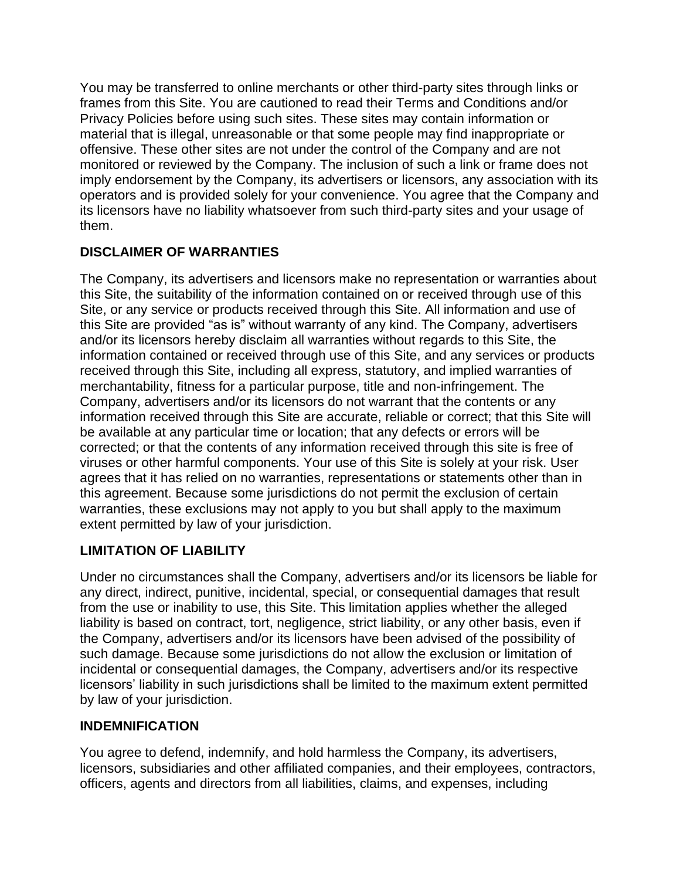You may be transferred to online merchants or other third-party sites through links or frames from this Site. You are cautioned to read their Terms and Conditions and/or Privacy Policies before using such sites. These sites may contain information or material that is illegal, unreasonable or that some people may find inappropriate or offensive. These other sites are not under the control of the Company and are not monitored or reviewed by the Company. The inclusion of such a link or frame does not imply endorsement by the Company, its advertisers or licensors, any association with its operators and is provided solely for your convenience. You agree that the Company and its licensors have no liability whatsoever from such third-party sites and your usage of them.

## DISCLAIMER OF WARRANTIES

The Company, its advertisers and licensors make no representation or warranties about this Site, the suitability of the information contained on or received through use of this Site, or any service or products received through this Site. All information and use of this Site are provided "as is" without warranty of any kind. The Company, advertisers and/or its licensors hereby disclaim all warranties without regards to this Site, the information contained or received through use of this Site, and any services or products received through this Site, including all express, statutory, and implied warranties of merchantability, fitness for a particular purpose, title and non-infringement. The Company, advertisers and/or its licensors do not warrant that the contents or any information received through this Site are accurate, reliable or correct; that this Site will be available at any particular time or location; that any defects or errors will be corrected; or that the contents of any information received through this site is free of viruses or other harmful components. Your use of this Site is solely at your risk. User agrees that it has relied on no warranties, representations or statements other than in this agreement. Because some jurisdictions do not permit the exclusion of certain warranties, these exclusions may not apply to you but shall apply to the maximum extent permitted by law of your jurisdiction.

## LIMITATION OF LIABILITY

Under no circumstances shall the Company, advertisers and/or its licensors be liable for any direct, indirect, punitive, incidental, special, or consequential damages that result from the use or inability to use, this Site. This limitation applies whether the alleged liability is based on contract, tort, negligence, strict liability, or any other basis, even if the Company, advertisers and/or its licensors have been advised of the possibility of such damage. Because some jurisdictions do not allow the exclusion or limitation of incidental or consequential damages, the Company, advertisers and/or its respective licensors' liability in such jurisdictions shall be limited to the maximum extent permitted by law of your jurisdiction.

## INDEMNIFICATION

You agree to defend, indemnify, and hold harmless the Company, its advertisers, licensors, subsidiaries and other affiliated companies, and their employees, contractors, officers, agents and directors from all liabilities, claims, and expenses, including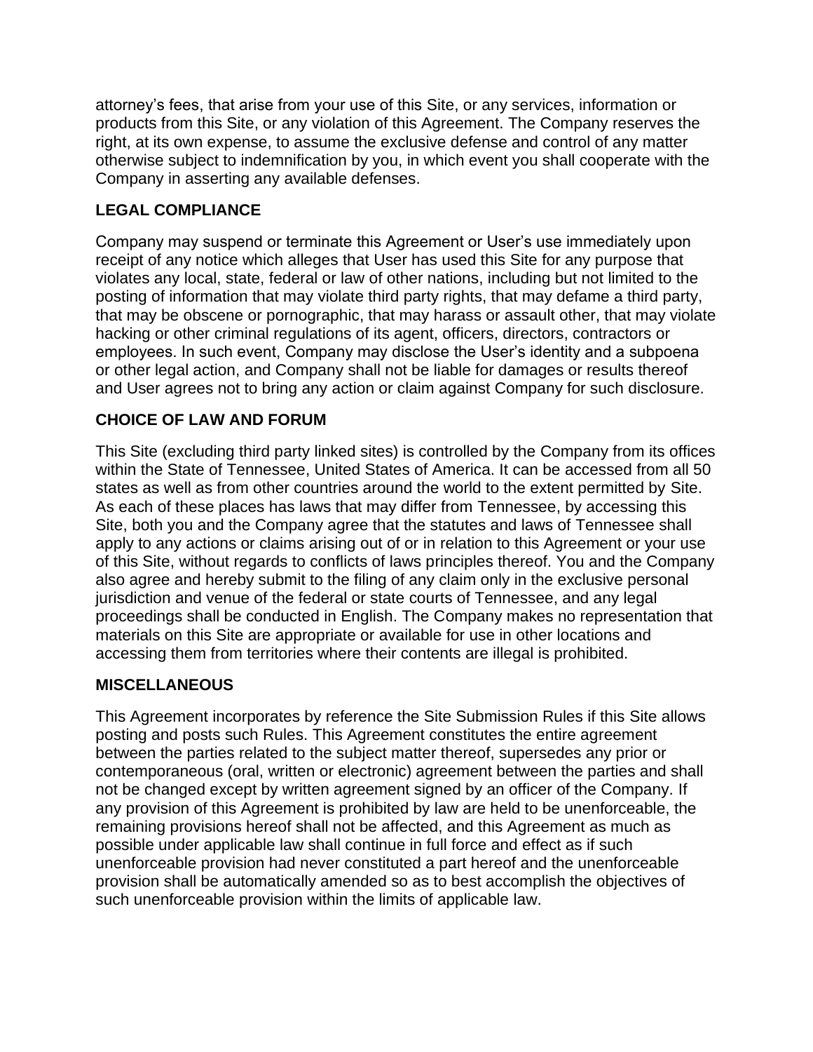attorney's fees, that arise from your use of this Site, or any services, information or products from this Site, or any violation of this Agreement. The Company reserves the right, at its own expense, to assume the exclusive defense and control of any matter otherwise subject to indemnification by you, in which event you shall cooperate with the Company in asserting any available defenses.

**LEGAL COMPLIANCE**

Company may suspend or terminate this Agreement or User's use immediately upon receipt of any notice which alleges that User has used this Site for any purpose that violates any local, state, federal or law of other nations, including but not limited to the posting of information that may violate third party rights, that may defame a third party, that may be obscene or pornographic, that may harass or assault other, that may violate hacking or other criminal regulations of its agent, officers, directors, contractors or employees. In such event, Company may disclose the User's identity and a subpoena or other legal action, and Company shall not be liable for damages or results thereof and User agrees not to bring any action or claim against Company for such disclosure.

**CHOICE OF LAW AND FORUM**

This Site (excluding third party linked sites) is controlled by the Company from its offices within the State of Tennessee, United States of America. It can be accessed from all 50 states as well as from other countries around the world to the extent permitted by Site. As each of these places has laws that may differ from Tennessee, by accessing this Site, both you and the Company agree that the statutes and laws of Tennessee shall apply to any actions or claims arising out of or in relation to this Agreement or your use of this Site, without regards to conflicts of laws principles thereof. You and the Company also agree and hereby submit to the filing of any claim only in the exclusive personal jurisdiction and venue of the federal or state courts of Tennessee, and any legal proceedings shall be conducted in English. The Company makes no representation that materials on this Site are appropriate or available for use in other locations and accessing them from territories where their contents are illegal is prohibited.

**MISCELLANEOUS**

This Agreement incorporates by reference the Site Submission Rules if this Site allows posting and posts such Rules. This Agreement constitutes the entire agreement between the parties related to the subject matter thereof, supersedes any prior or contemporaneous (oral, written or electronic) agreement between the parties and shall not be changed except by written agreement signed by an officer of the Company. If any provision of this Agreement is prohibited by law are held to be unenforceable, the remaining provisions hereof shall not be affected, and this Agreement as much as possible under applicable law shall continue in full force and effect as if such unenforceable provision had never constituted a part hereof and the unenforceable provision shall be automatically amended so as to best accomplish the objectives of such unenforceable provision within the limits of applicable law.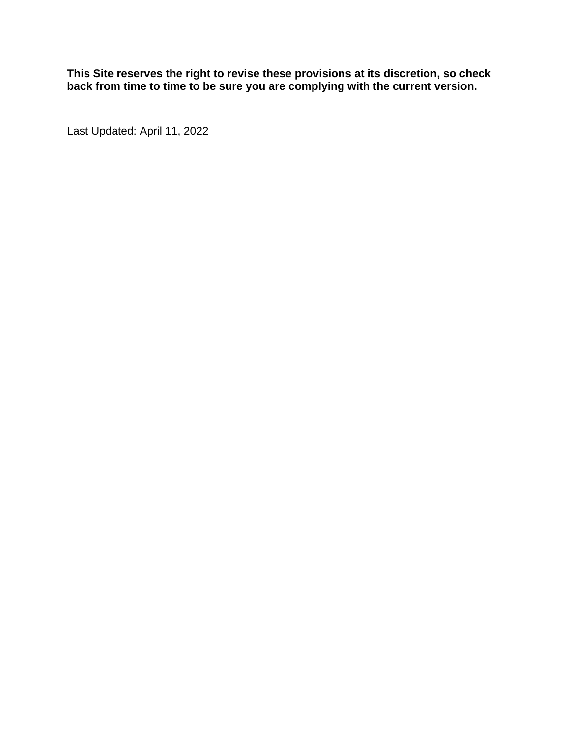**This Site reserves the right to revise these provisions at its discretion, so check back from time to time to be sure you are complying with the current version.**

Last Updated: April 11, 2022